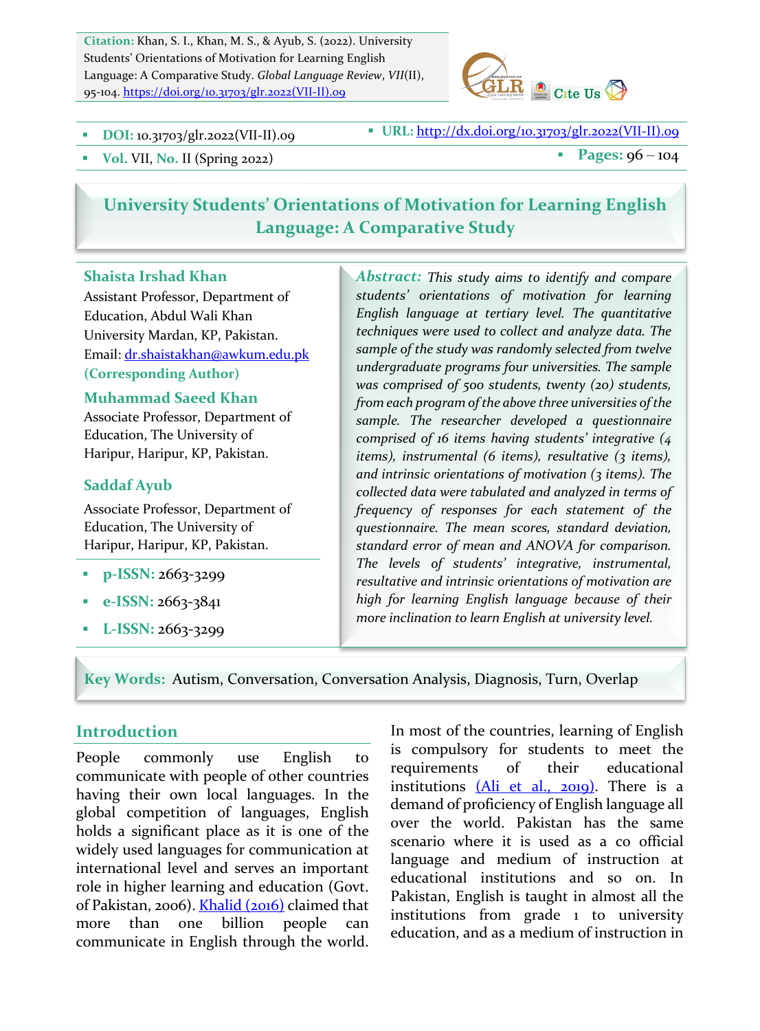**Citation:** Khan, S. I., Khan, M. S., & Ayub, S. (2022). University Students' Orientations of Motivation for Learning English Language: A Comparative Study. *Global Language Review*, *VII*(II), 95-104. https://doi.org/10.31703/glr.2022(VII-II).09

- **DOI:** 10.31703/glr.2022(VII-II).09
- **URL:** http://dx.doi.org/10.31703/glr.2022(VII-II).09
- **Vol.** VII, **No.** II (Spring 2022)
- **Pages:** 96 – 104

# University Students' Orientations of Motivation for Learning English Language: A Comparative Study

**Shaista Irshad Khan**
Assistant Professor, Department of Education, Abdul Wali Khan University Mardan, KP, Pakistan.
Email: dr.shaistakhan@awkum.edu.pk
**(Corresponding Author)**

**Muhammad Saeed Khan**
Associate Professor, Department of Education, The University of Haripur, Haripur, KP, Pakistan.

**Saddaf Ayub**
Associate Professor, Department of Education, The University of Haripur, Haripur, KP, Pakistan.

- **p-ISSN:** 2663-3299
- **e-ISSN:** 2663-3841
- **L-ISSN:** 2663-3299

***Abstract:*** *This study aims to identify and compare students' orientations of motivation for learning English language at tertiary level. The quantitative techniques were used to collect and analyze data. The sample of the study was randomly selected from twelve undergraduate programs four universities. The sample was comprised of 500 students, twenty (20) students, from each program of the above three universities of the sample. The researcher developed a questionnaire comprised of 16 items having students' integrative (4 items), instrumental (6 items), resultative (3 items), and intrinsic orientations of motivation (3 items). The collected data were tabulated and analyzed in terms of frequency of responses for each statement of the questionnaire. The mean scores, standard deviation, standard error of mean and ANOVA for comparison. The levels of students' integrative, instrumental, resultative and intrinsic orientations of motivation are high for learning English language because of their more inclination to learn English at university level.*

**Key Words:** Autism, Conversation, Conversation Analysis, Diagnosis, Turn, Overlap

## Introduction

People commonly use English to communicate with people of other countries having their own local languages. In the global competition of languages, English holds a significant place as it is one of the widely used languages for communication at international level and serves an important role in higher learning and education (Govt. of Pakistan, 2006). Khalid (2016) claimed that more than one billion people can communicate in English through the world. In most of the countries, learning of English is compulsory for students to meet the requirements of their educational institutions (Ali et al., 2019). There is a demand of proficiency of English language all over the world. Pakistan has the same scenario where it is used as a co official language and medium of instruction at educational institutions and so on. In Pakistan, English is taught in almost all the institutions from grade 1 to university education, and as a medium of instruction in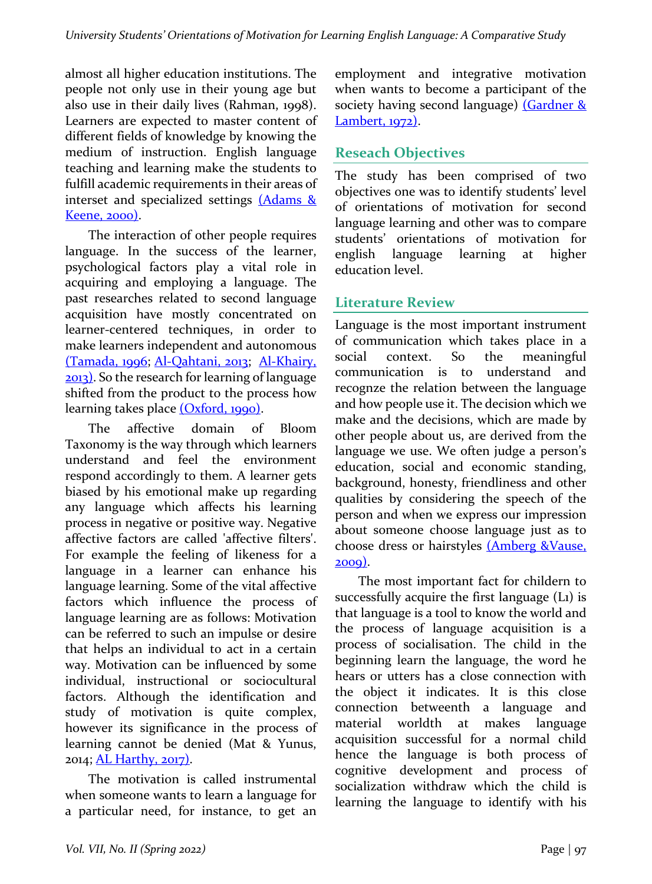almost all higher education institutions. The people not only use in their young age but also use in their daily lives (Rahman, 1998). Learners are expected to master content of different fields of knowledge by knowing the medium of instruction. English language teaching and learning make the students to fulfill academic requirements in their areas of interset and specialized settings (Adams & Keene, 2000).

The interaction of other people requires language. In the success of the learner, psychological factors play a vital role in acquiring and employing a language. The past researches related to second language acquisition have mostly concentrated on learner-centered techniques, in order to make learners independent and autonomous (Tamada, 1996; Al-Qahtani, 2013; Al-Khairy, 2013). So the research for learning of language shifted from the product to the process how learning takes place (Oxford, 1990).

The affective domain of Bloom Taxonomy is the way through which learners understand and feel the environment respond accordingly to them. A learner gets biased by his emotional make up regarding any language which affects his learning process in negative or positive way. Negative affective factors are called 'affective filters'. For example the feeling of likeness for a language in a learner can enhance his language learning. Some of the vital affective factors which influence the process of language learning are as follows: Motivation can be referred to such an impulse or desire that helps an individual to act in a certain way. Motivation can be influenced by some individual, instructional or sociocultural factors. Although the identification and study of motivation is quite complex, however its significance in the process of learning cannot be denied (Mat & Yunus, 2014; AL Harthy, 2017).

The motivation is called instrumental when someone wants to learn a language for a particular need, for instance, to get an employment and integrative motivation when wants to become a participant of the society having second language) (Gardner & Lambert, 1972).

## Reseach Objectives

The study has been comprised of two objectives one was to identify students' level of orientations of motivation for second language learning and other was to compare students' orientations of motivation for english language learning at higher education level.

## Literature Review

Language is the most important instrument of communication which takes place in a social context. So the meaningful communication is to understand and recognze the relation between the language and how people use it. The decision which we make and the decisions, which are made by other people about us, are derived from the language we use. We often judge a person's education, social and economic standing, background, honesty, friendliness and other qualities by considering the speech of the person and when we express our impression about someone choose language just as to choose dress or hairstyles (Amberg &Vause, 2009).

The most important fact for childern to successfully acquire the first language (L1) is that language is a tool to know the world and the process of language acquisition is a process of socialisation. The child in the beginning learn the language, the word he hears or utters has a close connection with the object it indicates. It is this close connection betweenth a language and material worldth at makes language acquisition successful for a normal child hence the language is both process of cognitive development and process of socialization withdraw which the child is learning the language to identify with his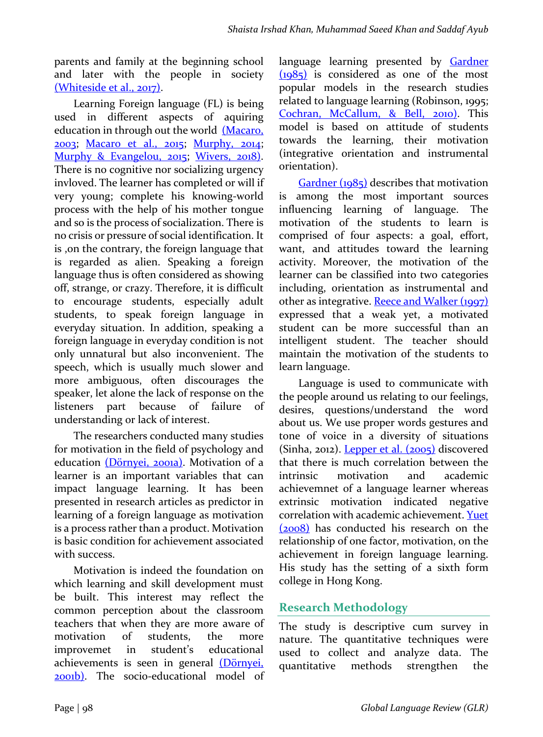parents and family at the beginning school and later with the people in society (Whiteside et al., 2017).

Learning Foreign language (FL) is being used in different aspects of aquiring education in through out the world (Macaro, 2003; Macaro et al., 2015; Murphy, 2014; Murphy & Evangelou, 2015; Wivers, 2018). There is no cognitive nor socializing urgency invloved. The learner has completed or will if very young; complete his knowing-world process with the help of his mother tongue and so is the process of socialization. There is no crisis or pressure of social identification. It is ,on the contrary, the foreign language that is regarded as alien. Speaking a foreign language thus is often considered as showing off, strange, or crazy. Therefore, it is difficult to encourage students, especially adult students, to speak foreign language in everyday situation. In addition, speaking a foreign language in everyday condition is not only unnatural but also inconvenient. The speech, which is usually much slower and more ambiguous, often discourages the speaker, let alone the lack of response on the listeners part because of failure of understanding or lack of interest.

The researchers conducted many studies for motivation in the field of psychology and education (Dörnyei, 2001a). Motivation of a learner is an important variables that can impact language learning. It has been presented in research articles as predictor in learning of a foreign language as motivation is a process rather than a product. Motivation is basic condition for achievement associated with success.

Motivation is indeed the foundation on which learning and skill development must be built. This interest may reflect the common perception about the classroom teachers that when they are more aware of motivation of students, the more improvemet in student's educational achievements is seen in general (Dörnyei, 2001b). The socio-educational model of language learning presented by Gardner (1985) is considered as one of the most popular models in the research studies related to language learning (Robinson, 1995; Cochran, McCallum, & Bell, 2010). This model is based on attitude of students towards the learning, their motivation (integrative orientation and instrumental orientation).

Gardner (1985) describes that motivation is among the most important sources influencing learning of language. The motivation of the students to learn is comprised of four aspects: a goal, effort, want, and attitudes toward the learning activity. Moreover, the motivation of the learner can be classified into two categories including, orientation as instrumental and other as integrative. Reece and Walker (1997) expressed that a weak yet, a motivated student can be more successful than an intelligent student. The teacher should maintain the motivation of the students to learn language.

Language is used to communicate with the people around us relating to our feelings, desires, questions/understand the word about us. We use proper words gestures and tone of voice in a diversity of situations (Sinha, 2012). Lepper et al. (2005) discovered that there is much correlation between the intrinsic motivation and academic achievemnet of a language learner whereas extrinsic motivation indicated negative correlation with academic achievement. Yuet (2008) has conducted his research on the relationship of one factor, motivation, on the achievement in foreign language learning. His study has the setting of a sixth form college in Hong Kong.

## Research Methodology

The study is descriptive cum survey in nature. The quantitative techniques were used to collect and analyze data. The quantitative methods strengthen the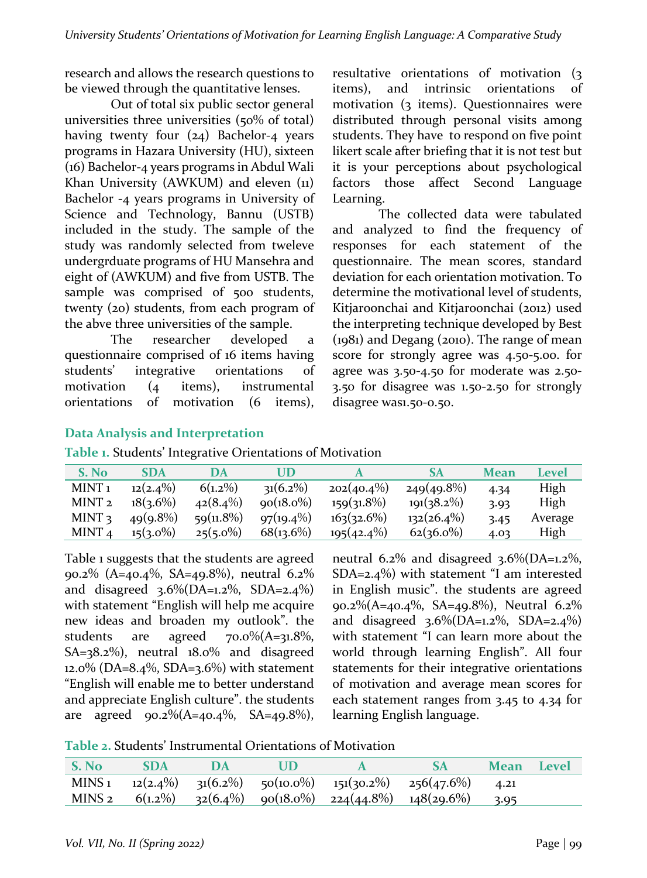research and allows the research questions to be viewed through the quantitative lenses.

Out of total six public sector general universities three universities (50% of total) having twenty four (24) Bachelor-4 years programs in Hazara University (HU), sixteen (16) Bachelor-4 years programs in Abdul Wali Khan University (AWKUM) and eleven (11) Bachelor -4 years programs in University of Science and Technology, Bannu (USTB) included in the study. The sample of the study was randomly selected from tweleve undergrduate programs of HU Mansehra and eight of (AWKUM) and five from USTB. The sample was comprised of 500 students, twenty (20) students, from each program of the abve three universities of the sample.

The researcher developed a questionnaire comprised of 16 items having students' integrative orientations of motivation (4 items), instrumental orientations of motivation (6 items), resultative orientations of motivation (3 items), and intrinsic orientations of motivation (3 items). Questionnaires were distributed through personal visits among students. They have to respond on five point likert scale after briefing that it is not test but it is your perceptions about psychological factors those affect Second Language Learning.

The collected data were tabulated and analyzed to find the frequency of responses for each statement of the questionnaire. The mean scores, standard deviation for each orientation motivation. To determine the motivational level of students, Kitjaroonchai and Kitjaroonchai (2012) used the interpreting technique developed by Best (1981) and Degang (2010). The range of mean score for strongly agree was 4.50-5.00. for agree was 3.50-4.50 for moderate was 2.50-3.50 for disagree was 1.50-2.50 for strongly disagree was1.50-0.50.

## Data Analysis and Interpretation

**Table 1.** Students' Integrative Orientations of Motivation

| S. No | SDA | DA | UD | A | SA | Mean | Level |
|---|---|---|---|---|---|---|---|
| MINT 1 | 12(2.4%) | 6(1.2%) | 31(6.2%) | 202(40.4%) | 249(49.8%) | 4.34 | High |
| MINT 2 | 18(3.6%) | 42(8.4%) | 90(18.0%) | 159(31.8%) | 191(38.2%) | 3.93 | High |
| MINT 3 | 49(9.8%) | 59(11.8%) | 97(19.4%) | 163(32.6%) | 132(26.4%) | 3.45 | Average |
| MINT 4 | 15(3.0%) | 25(5.0%) | 68(13.6%) | 195(42.4%) | 62(36.0%) | 4.03 | High |

Table 1 suggests that the students are agreed 90.2% (A=40.4%, SA=49.8%), neutral 6.2% and disagreed 3.6%(DA=1.2%, SDA=2.4%) with statement "English will help me acquire new ideas and broaden my outlook". the students are agreed 70.0%(A=31.8%, SA=38.2%), neutral 18.0% and disagreed 12.0% (DA=8.4%, SDA=3.6%) with statement "English will enable me to better understand and appreciate English culture". the students are agreed 90.2%(A=40.4%, SA=49.8%), neutral 6.2% and disagreed 3.6%(DA=1.2%, SDA=2.4%) with statement "I am interested in English music". the students are agreed 90.2%(A=40.4%, SA=49.8%), Neutral 6.2% and disagreed 3.6%(DA=1.2%, SDA=2.4%) with statement "I can learn more about the world through learning English". All four statements for their integrative orientations of motivation and average mean scores for each statement ranges from 3.45 to 4.34 for learning English language.

**Table 2.** Students' Instrumental Orientations of Motivation

| S. No | SDA | DA | UD | A | SA | Mean | Level |
|---|---|---|---|---|---|---|---|
| MINS 1 | 12(2.4%) | 31(6.2%) | 50(10.0%) | 151(30.2%) | 256(47.6%) | 4.21 | |
| MINS 2 | 6(1.2%) | 32(6.4%) | 90(18.0%) | 224(44.8%) | 148(29.6%) | 3.95 | |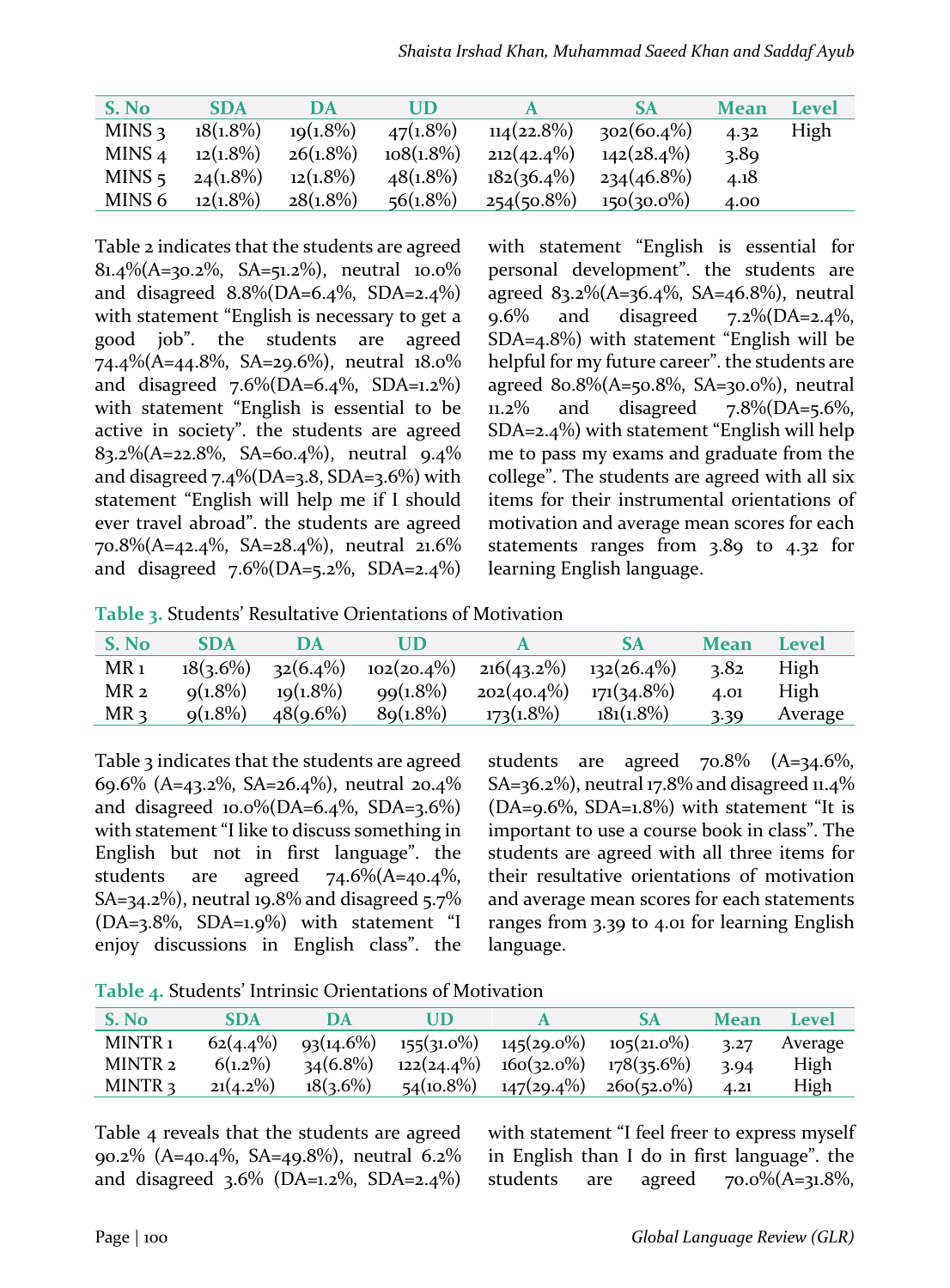| S. No | SDA | DA | UD | A | SA | Mean | Level |
|---|---|---|---|---|---|---|---|
| MINS 3 | 18(1.8%) | 19(1.8%) | 47(1.8%) | 114(22.8%) | 302(60.4%) | 4.32 | High |
| MINS 4 | 12(1.8%) | 26(1.8%) | 108(1.8%) | 212(42.4%) | 142(28.4%) | 3.89 | |
| MINS 5 | 24(1.8%) | 12(1.8%) | 48(1.8%) | 182(36.4%) | 234(46.8%) | 4.18 | |
| MINS 6 | 12(1.8%) | 28(1.8%) | 56(1.8%) | 254(50.8%) | 150(30.0%) | 4.00 | |

Table 2 indicates that the students are agreed 81.4%(A=30.2%, SA=51.2%), neutral 10.0% and disagreed 8.8%(DA=6.4%, SDA=2.4%) with statement "English is necessary to get a good job". the students are agreed 74.4%(A=44.8%, SA=29.6%), neutral 18.0% and disagreed 7.6%(DA=6.4%, SDA=1.2%) with statement "English is essential to be active in society". the students are agreed 83.2%(A=22.8%, SA=60.4%), neutral 9.4% and disagreed 7.4%(DA=3.8, SDA=3.6%) with statement "English will help me if I should ever travel abroad". the students are agreed 70.8%(A=42.4%, SA=28.4%), neutral 21.6% and disagreed 7.6%(DA=5.2%, SDA=2.4%) with statement "English is essential for personal development". the students are agreed 83.2%(A=36.4%, SA=46.8%), neutral 9.6% and disagreed 7.2%(DA=2.4%, SDA=4.8%) with statement "English will be helpful for my future career". the students are agreed 80.8%(A=50.8%, SA=30.0%), neutral 11.2% and disagreed 7.8%(DA=5.6%, SDA=2.4%) with statement "English will help me to pass my exams and graduate from the college". The students are agreed with all six items for their instrumental orientations of motivation and average mean scores for each statements ranges from 3.89 to 4.32 for learning English language.

**Table 3.** Students' Resultative Orientations of Motivation

| S. No | SDA | DA | UD | A | SA | Mean | Level |
|---|---|---|---|---|---|---|---|
| MR 1 | 18(3.6%) | 32(6.4%) | 102(20.4%) | 216(43.2%) | 132(26.4%) | 3.82 | High |
| MR 2 | 9(1.8%) | 19(1.8%) | 99(1.8%) | 202(40.4%) | 171(34.8%) | 4.01 | High |
| MR 3 | 9(1.8%) | 48(9.6%) | 89(1.8%) | 173(1.8%) | 181(1.8%) | 3.39 | Average |

Table 3 indicates that the students are agreed 69.6% (A=43.2%, SA=26.4%), neutral 20.4% and disagreed 10.0%(DA=6.4%, SDA=3.6%) with statement "I like to discuss something in English but not in first language". the students are agreed 74.6%(A=40.4%, SA=34.2%), neutral 19.8% and disagreed 5.7% (DA=3.8%, SDA=1.9%) with statement "I enjoy discussions in English class". the students are agreed 70.8% (A=34.6%, SA=36.2%), neutral 17.8% and disagreed 11.4% (DA=9.6%, SDA=1.8%) with statement "It is important to use a course book in class". The students are agreed with all three items for their resultative orientations of motivation and average mean scores for each statements ranges from 3.39 to 4.01 for learning English language.

**Table 4.** Students' Intrinsic Orientations of Motivation

| S. No | SDA | DA | UD | A | SA | Mean | Level |
|---|---|---|---|---|---|---|---|
| MINTR 1 | 62(4.4%) | 93(14.6%) | 155(31.0%) | 145(29.0%) | 105(21.0%) | 3.27 | Average |
| MINTR 2 | 6(1.2%) | 34(6.8%) | 122(24.4%) | 160(32.0%) | 178(35.6%) | 3.94 | High |
| MINTR 3 | 21(4.2%) | 18(3.6%) | 54(10.8%) | 147(29.4%) | 260(52.0%) | 4.21 | High |

Table 4 reveals that the students are agreed 90.2% (A=40.4%, SA=49.8%), neutral 6.2% and disagreed 3.6% (DA=1.2%, SDA=2.4%) with statement "I feel freer to express myself in English than I do in first language". the students are agreed 70.0%(A=31.8%,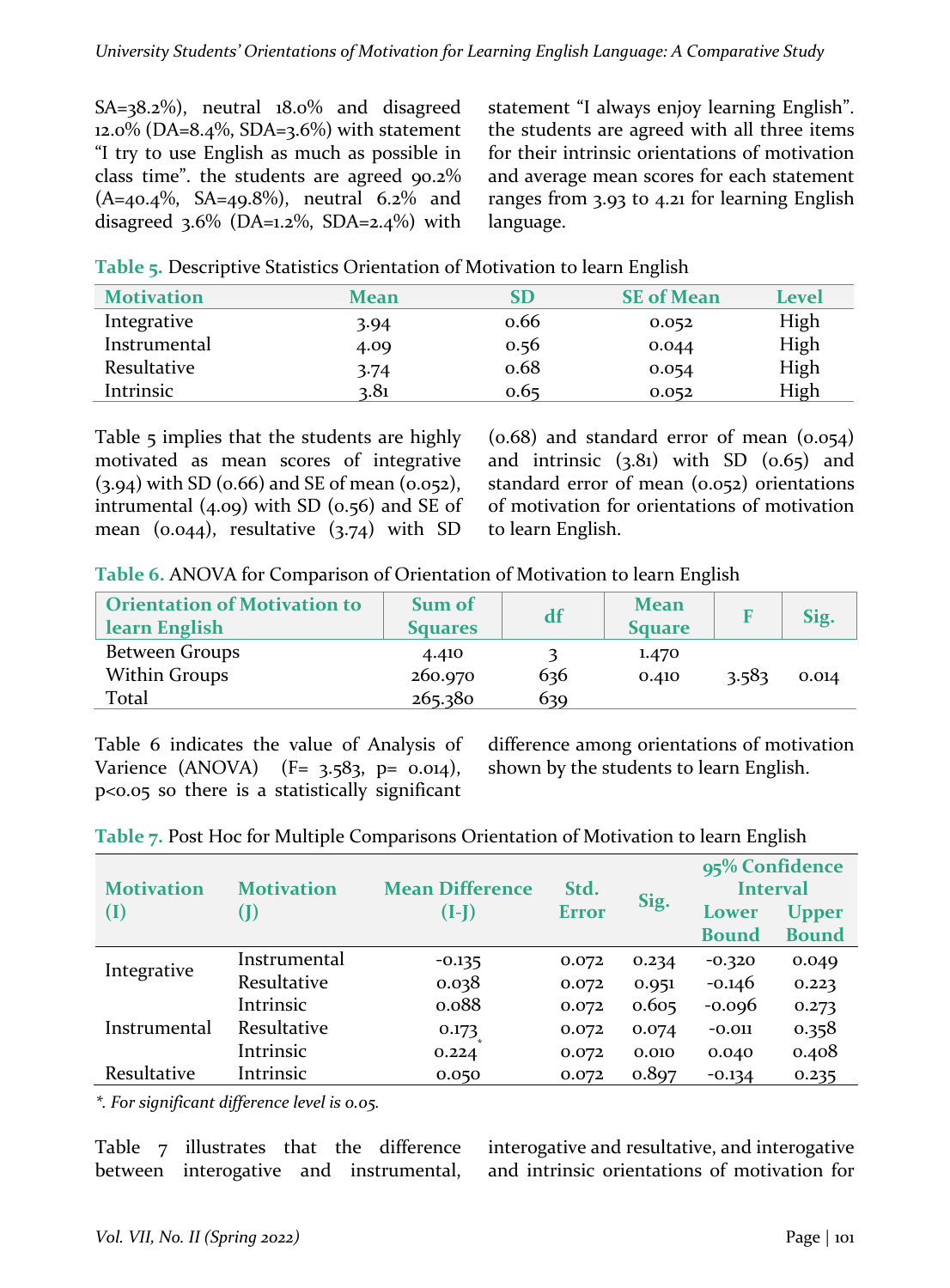SA=38.2%), neutral 18.0% and disagreed 12.0% (DA=8.4%, SDA=3.6%) with statement "I try to use English as much as possible in class time". the students are agreed 90.2% (A=40.4%, SA=49.8%), neutral 6.2% and disagreed 3.6% (DA=1.2%, SDA=2.4%) with statement "I always enjoy learning English". the students are agreed with all three items for their intrinsic orientations of motivation and average mean scores for each statement ranges from 3.93 to 4.21 for learning English language.

**Table 5.** Descriptive Statistics Orientation of Motivation to learn English

| Motivation | Mean | SD | SE of Mean | Level |
|---|---|---|---|---|
| Integrative | 3.94 | 0.66 | 0.052 | High |
| Instrumental | 4.09 | 0.56 | 0.044 | High |
| Resultative | 3.74 | 0.68 | 0.054 | High |
| Intrinsic | 3.81 | 0.65 | 0.052 | High |

Table 5 implies that the students are highly motivated as mean scores of integrative (3.94) with SD (0.66) and SE of mean (0.052), intrumental (4.09) with SD (0.56) and SE of mean (0.044), resultative (3.74) with SD (0.68) and standard error of mean (0.054) and intrinsic (3.81) with SD (0.65) and standard error of mean (0.052) orientations of motivation for orientations of motivation to learn English.

**Table 6.** ANOVA for Comparison of Orientation of Motivation to learn English

| Orientation of Motivation to learn English | Sum of Squares | df | Mean Square | F | Sig. |
|---|---|---|---|---|---|
| Between Groups | 4.410 | 3 | 1.470 | 3.583 | 0.014 |
| Within Groups | 260.970 | 636 | 0.410 | | |
| Total | 265.380 | 639 | | | |

Table 6 indicates the value of Analysis of Varience (ANOVA) ($F= 3.583$, $p= 0.014$), $p<0.05$ so there is a statistically significant difference among orientations of motivation shown by the students to learn English.

**Table 7.** Post Hoc for Multiple Comparisons Orientation of Motivation to learn English

| Motivation (I) | Motivation (J) | Mean Difference (I-J) | Std. Error | Sig. | 95% Confidence Interval | |
|---|---|---|---|---|---|---|
| | | | | | Lower Bound | Upper Bound |
| Integrative | Instrumental | -0.135 | 0.072 | 0.234 | -0.320 | 0.049 |
| | Resultative | 0.038 | 0.072 | 0.951 | -0.146 | 0.223 |
| | Intrinsic | 0.088 | 0.072 | 0.605 | -0.096 | 0.273 |
| Instrumental | Resultative | 0.173 | 0.072 | 0.074 | -0.011 | 0.358 |
| | Intrinsic | 0.224* | 0.072 | 0.010 | 0.040 | 0.408 |
| Resultative | Intrinsic | 0.050 | 0.072 | 0.897 | -0.134 | 0.235 |

*\*. For significant difference level is 0.05.*

Table 7 illustrates that the difference between interogative and instrumental, interogative and resultative, and interogative and intrinsic orientations of motivation for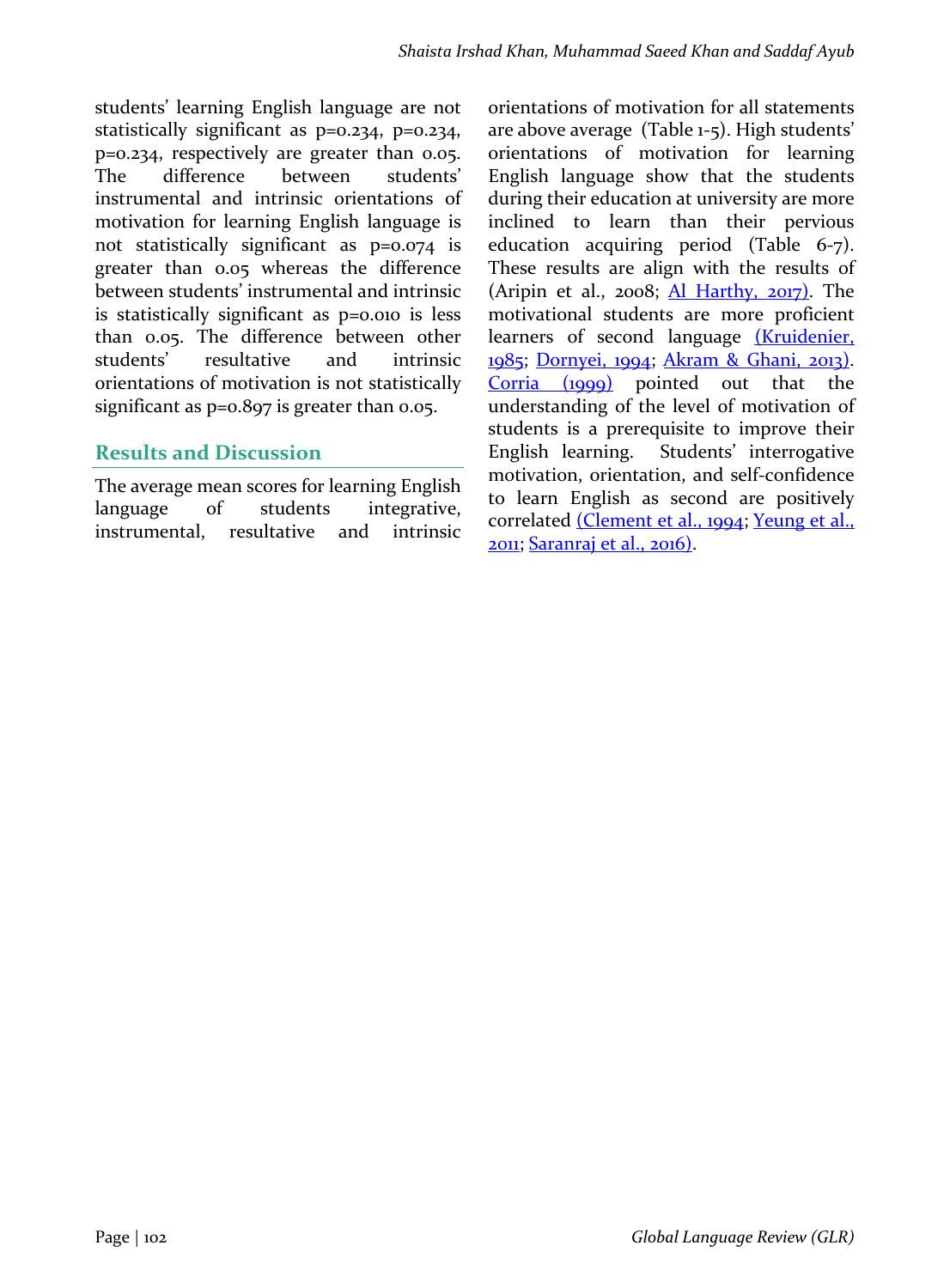students' learning English language are not statistically significant as p=0.234, p=0.234, p=0.234, respectively are greater than 0.05. The difference between students' instrumental and intrinsic orientations of motivation for learning English language is not statistically significant as p=0.074 is greater than 0.05 whereas the difference between students' instrumental and intrinsic is statistically significant as p=0.010 is less than 0.05. The difference between other students' resultative and intrinsic orientations of motivation is not statistically significant as p=0.897 is greater than 0.05.

## Results and Discussion

The average mean scores for learning English language of students integrative, instrumental, resultative and intrinsic orientations of motivation for all statements are above average (Table 1-5). High students' orientations of motivation for learning English language show that the students during their education at university are more inclined to learn than their pervious education acquiring period (Table 6-7). These results are align with the results of (Aripin et al., 2008; Al Harthy, 2017). The motivational students are more proficient learners of second language (Kruidenier, 1985; Dornyei, 1994; Akram & Ghani, 2013). Corria (1999) pointed out that the understanding of the level of motivation of students is a prerequisite to improve their English learning. Students' interrogative motivation, orientation, and self-confidence to learn English as second are positively correlated (Clement et al., 1994; Yeung et al., 2011; Saranraj et al., 2016).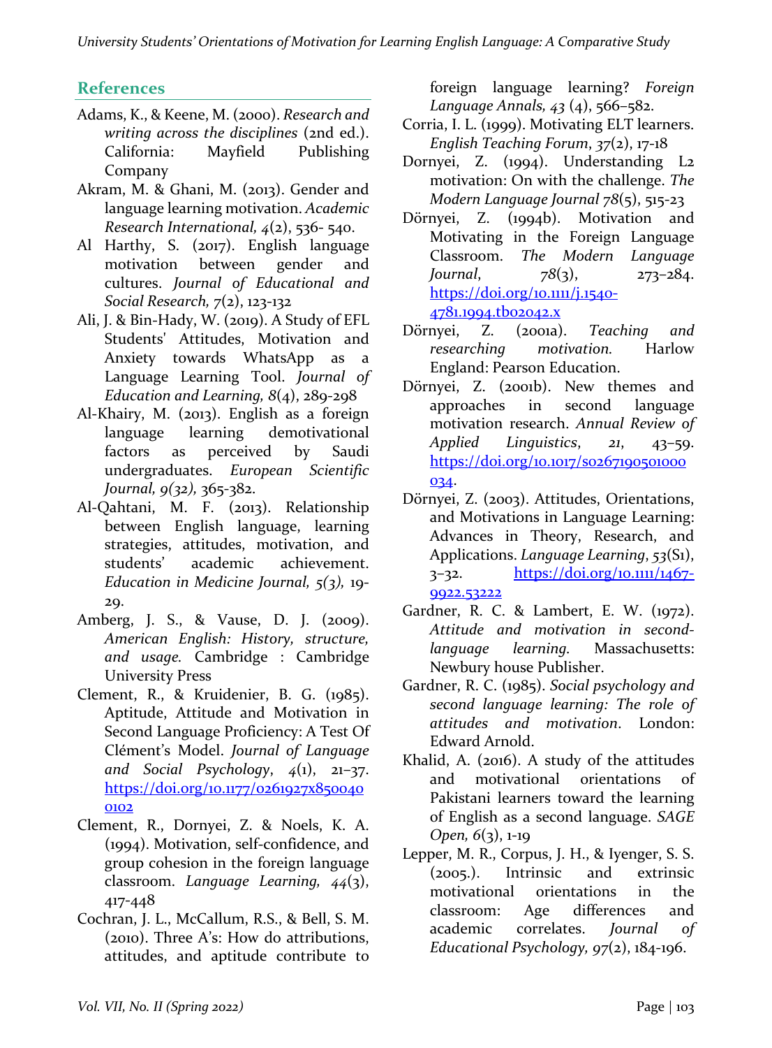## References

Adams, K., & Keene, M. (2000). *Research and writing across the disciplines* (2nd ed.). California: Mayfield Publishing Company

Akram, M. & Ghani, M. (2013). Gender and language learning motivation. *Academic Research International, 4*(2), 536- 540.

Al Harthy, S. (2017). English language motivation between gender and cultures. *Journal of Educational and Social Research, 7*(2), 123-132

Ali, J. & Bin-Hady, W. (2019). A Study of EFL Students' Attitudes, Motivation and Anxiety towards WhatsApp as a Language Learning Tool. *Journal of Education and Learning, 8*(4), 289-298

Al-Khairy, M. (2013). English as a foreign language learning demotivational factors as perceived by Saudi undergraduates. *European Scientific Journal, 9(32),* 365-382.

Al-Qahtani, M. F. (2013). Relationship between English language, learning strategies, attitudes, motivation, and students' academic achievement. *Education in Medicine Journal, 5(3),* 19-29.

Amberg, J. S., & Vause, D. J. (2009). *American English: History, structure, and usage.* Cambridge : Cambridge University Press

Clement, R., & Kruidenier, B. G. (1985). Aptitude, Attitude and Motivation in Second Language Proficiency: A Test Of Clément's Model. *Journal of Language and Social Psychology*, *4*(1), 21–37. https://doi.org/10.1177/0261927x8500400102

Clement, R., Dornyei, Z. & Noels, K. A. (1994). Motivation, self-confidence, and group cohesion in the foreign language classroom. *Language Learning, 44*(3), 417-448

Cochran, J. L., McCallum, R.S., & Bell, S. M. (2010). Three A's: How do attributions, attitudes, and aptitude contribute to foreign language learning? *Foreign Language Annals, 43* (4), 566–582.

Corria, I. L. (1999). Motivating ELT learners. *English Teaching Forum*, *37*(2), 17-18

Dornyei, Z. (1994). Understanding L2 motivation: On with the challenge. *The Modern Language Journal 78*(5), 515-23

Dörnyei, Z. (1994b). Motivation and Motivating in the Foreign Language Classroom. *The Modern Language Journal, 78*(3), 273–284. https://doi.org/10.1111/j.1540-4781.1994.tb02042.x

Dörnyei, Z. (2001a). *Teaching and researching motivation.* Harlow England: Pearson Education.

Dörnyei, Z. (2001b). New themes and approaches in second language motivation research. *Annual Review of Applied Linguistics*, *21*, 43–59. https://doi.org/10.1017/s0267190501000034.

Dörnyei, Z. (2003). Attitudes, Orientations, and Motivations in Language Learning: Advances in Theory, Research, and Applications. *Language Learning*, *53*(S1), 3–32. https://doi.org/10.1111/1467-9922.53222

Gardner, R. C. & Lambert, E. W. (1972). *Attitude and motivation in second-language learning.* Massachusetts: Newbury house Publisher.

Gardner, R. C. (1985). *Social psychology and second language learning: The role of attitudes and motivation*. London: Edward Arnold.

Khalid, A. (2016). A study of the attitudes and motivational orientations of Pakistani learners toward the learning of English as a second language. *SAGE Open, 6*(3), 1-19

Lepper, M. R., Corpus, J. H., & Iyenger, S. S. (2005.). Intrinsic and extrinsic motivational orientations in the classroom: Age differences and academic correlates. *Journal of Educational Psychology, 97*(2), 184-196.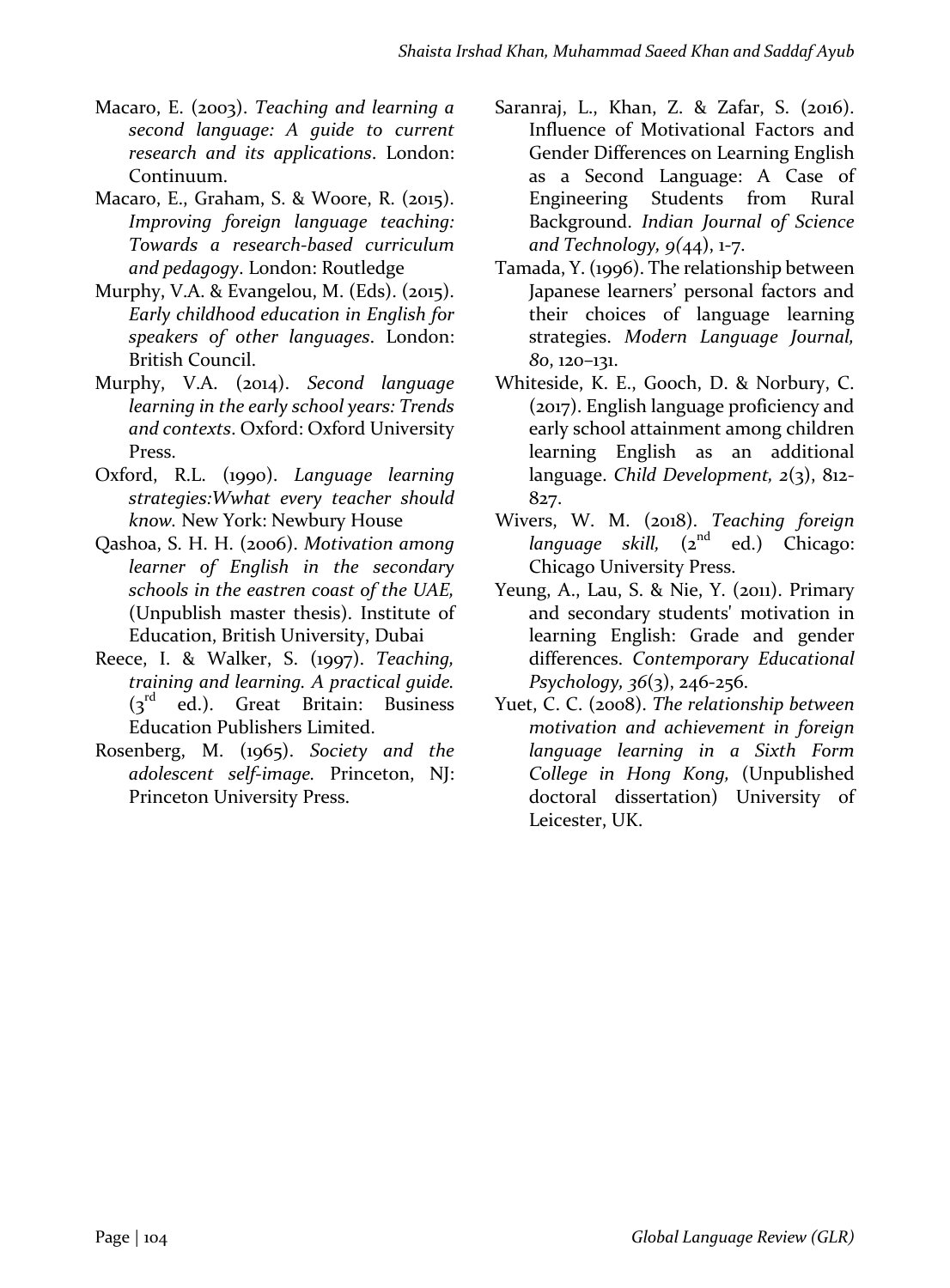Macaro, E. (2003). *Teaching and learning a second language: A guide to current research and its applications*. London: Continuum.

Macaro, E., Graham, S. & Woore, R. (2015). *Improving foreign language teaching: Towards a research-based curriculum and pedagogy*. London: Routledge

Murphy, V.A. & Evangelou, M. (Eds). (2015). *Early childhood education in English for speakers of other languages*. London: British Council.

Murphy, V.A. (2014). *Second language learning in the early school years: Trends and contexts*. Oxford: Oxford University Press.

Oxford, R.L. (1990). *Language learning strategies:Wwhat every teacher should know.* New York: Newbury House

Qashoa, S. H. H. (2006). *Motivation among learner of English in the secondary schools in the eastren coast of the UAE,* (Unpublish master thesis). Institute of Education, British University, Dubai

Reece, I. & Walker, S. (1997). *Teaching, training and learning. A practical guide.* (3rd ed.). Great Britain: Business Education Publishers Limited.

Rosenberg, M. (1965). *Society and the adolescent self-image.* Princeton, NJ: Princeton University Press.

Saranraj, L., Khan, Z. & Zafar, S. (2016). Influence of Motivational Factors and Gender Differences on Learning English as a Second Language: A Case of Engineering Students from Rural Background. *Indian Journal of Science and Technology, 9(*44), 1-7.

Tamada, Y. (1996). The relationship between Japanese learners' personal factors and their choices of language learning strategies. *Modern Language Journal, 80*, 120–131.

Whiteside, K. E., Gooch, D. & Norbury, C. (2017). English language proficiency and early school attainment among children learning English as an additional language. *Child Development, 2*(3), 812-827.

Wivers, W. M. (2018). *Teaching foreign language skill,* (2nd ed.) Chicago: Chicago University Press.

Yeung, A., Lau, S. & Nie, Y. (2011). Primary and secondary students' motivation in learning English: Grade and gender differences. *Contemporary Educational Psychology, 36*(3), 246-256.

Yuet, C. C. (2008). *The relationship between motivation and achievement in foreign language learning in a Sixth Form College in Hong Kong,* (Unpublished doctoral dissertation) University of Leicester, UK.